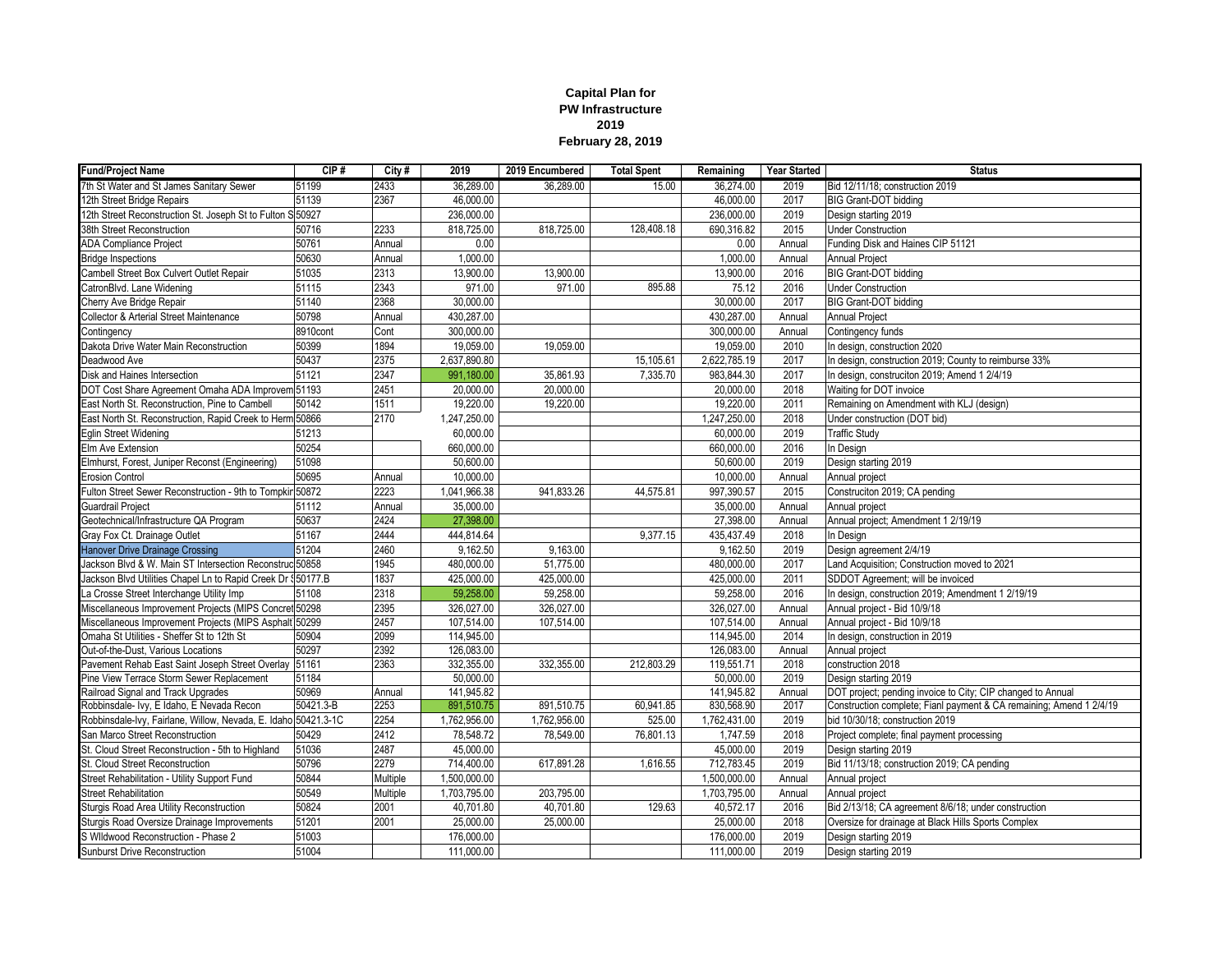**Capital Plan for**
**PW Infrastructure**
**2019**
**February 28, 2019**

| Fund/Project Name | CIP # | City # | 2019 | 2019 Encumbered | Total Spent | Remaining | Year Started | Status |
|---|---|---|---|---|---|---|---|---|
| 7th St Water and St James Sanitary Sewer | 51199 | 2433 | 36,289.00 | 36,289.00 | 15.00 | 36,274.00 | 2019 | Bid 12/11/18; construction 2019 |
| 12th Street Bridge Repairs | 51139 | 2367 | 46,000.00 | | | 46,000.00 | 2017 | BIG Grant-DOT bidding |
| 12th Street Reconstruction St. Joseph St to Fulton S | 50927 | | 236,000.00 | | | 236,000.00 | 2019 | Design starting 2019 |
| 38th Street Reconstruction | 50716 | 2233 | 818,725.00 | 818,725.00 | 128,408.18 | 690,316.82 | 2015 | Under Construction |
| ADA Compliance Project | 50761 | Annual | 0.00 | | | 0.00 | Annual | Funding Disk and Haines CIP 51121 |
| Bridge Inspections | 50630 | Annual | 1,000.00 | | | 1,000.00 | Annual | Annual Project |
| Cambell Street Box Culvert Outlet Repair | 51035 | 2313 | 13,900.00 | 13,900.00 | | 13,900.00 | 2016 | BIG Grant-DOT bidding |
| CatronBlvd. Lane Widening | 51115 | 2343 | 971.00 | 971.00 | 895.88 | 75.12 | 2016 | Under Construction |
| Cherry Ave Bridge Repair | 51140 | 2368 | 30,000.00 | | | 30,000.00 | 2017 | BIG Grant-DOT bidding |
| Collector & Arterial Street Maintenance | 50798 | Annual | 430,287.00 | | | 430,287.00 | Annual | Annual Project |
| Contingency | 8910cont | Cont | 300,000.00 | | | 300,000.00 | Annual | Contingency funds |
| Dakota Drive Water Main Reconstruction | 50399 | 1894 | 19,059.00 | 19,059.00 | | 19,059.00 | 2010 | In design, construction 2020 |
| Deadwood Ave | 50437 | 2375 | 2,637,890.80 | | 15,105.61 | 2,622,785.19 | 2017 | In design, construction 2019; County to reimburse 33% |
| Disk and Haines Intersection | 51121 | 2347 | 991,180.00 | 35,861.93 | 7,335.70 | 983,844.30 | 2017 | In design, construciton 2019; Amend 1 2/4/19 |
| DOT Cost Share Agreement Omaha ADA Improvem | 51193 | 2451 | 20,000.00 | 20,000.00 | | 20,000.00 | 2018 | Waiting for DOT invoice |
| East North St. Reconstruction, Pine to Cambell | 50142 | 1511 | 19,220.00 | 19,220.00 | | 19,220.00 | 2011 | Remaining on Amendment with KLJ (design) |
| East North St. Reconstruction, Rapid Creek to Herm | 50866 | 2170 | 1,247,250.00 | | | 1,247,250.00 | 2018 | Under construction (DOT bid) |
| Eglin Street Widening | 51213 | | 60,000.00 | | | 60,000.00 | 2019 | Traffic Study |
| Elm Ave Extension | 50254 | | 660,000.00 | | | 660,000.00 | 2016 | In Design |
| Elmhurst, Forest, Juniper Reconst (Engineering) | 51098 | | 50,600.00 | | | 50,600.00 | 2019 | Design starting 2019 |
| Erosion Control | 50695 | Annual | 10,000.00 | | | 10,000.00 | Annual | Annual project |
| Fulton Street Sewer Reconstruction - 9th to Tompkin | 50872 | 2223 | 1,041,966.38 | 941,833.26 | 44,575.81 | 997,390.57 | 2015 | Construciton 2019; CA pending |
| Guardrail Project | 51112 | Annual | 35,000.00 | | | 35,000.00 | Annual | Annual project |
| Geotechnical/Infrastructure QA Program | 50637 | 2424 | 27,398.00 | | | 27,398.00 | Annual | Annual project; Amendment 1 2/19/19 |
| Gray Fox Ct. Drainage Outlet | 51167 | 2444 | 444,814.64 | | 9,377.15 | 435,437.49 | 2018 | In Design |
| Hanover Drive Drainage Crossing | 51204 | 2460 | 9,162.50 | 9,163.00 | | 9,162.50 | 2019 | Design agreement 2/4/19 |
| Jackson Blvd & W. Main ST Intersection Reconstruc | 50858 | 1945 | 480,000.00 | 51,775.00 | | 480,000.00 | 2017 | Land Acquisition; Construction moved to 2021 |
| Jackson Blvd Utilities Chapel Ln to Rapid Creek Dr S | 50177.B | 1837 | 425,000.00 | 425,000.00 | | 425,000.00 | 2011 | SDDOT Agreement; will be invoiced |
| La Crosse Street Interchange Utility Imp | 51108 | 2318 | 59,258.00 | 59,258.00 | | 59,258.00 | 2016 | In design, construction 2019; Amendment 1 2/19/19 |
| Miscellaneous Improvement Projects (MIPS Concret | 50298 | 2395 | 326,027.00 | 326,027.00 | | 326,027.00 | Annual | Annual project - Bid 10/9/18 |
| Miscellaneous Improvement Projects (MIPS Asphalt | 50299 | 2457 | 107,514.00 | 107,514.00 | | 107,514.00 | Annual | Annual project - Bid 10/9/18 |
| Omaha St Utilities - Sheffer St to 12th St | 50904 | 2099 | 114,945.00 | | | 114,945.00 | 2014 | In design, construction in 2019 |
| Out-of-the-Dust, Various Locations | 50297 | 2392 | 126,083.00 | | | 126,083.00 | Annual | Annual project |
| Pavement Rehab East Saint Joseph Street Overlay | 51161 | 2363 | 332,355.00 | 332,355.00 | 212,803.29 | 119,551.71 | 2018 | construction 2018 |
| Pine View Terrace Storm Sewer Replacement | 51184 | | 50,000.00 | | | 50,000.00 | 2019 | Design starting 2019 |
| Railroad Signal and Track Upgrades | 50969 | Annual | 141,945.82 | | | 141,945.82 | Annual | DOT project; pending invoice to City; CIP changed to Annual |
| Robbinsdale- Ivy, E Idaho, E Nevada Recon | 50421.3-B | 2253 | 891,510.75 | 891,510.75 | 60,941.85 | 830,568.90 | 2017 | Construction complete; Fianl payment & CA remaining; Amend 1 2/4/19 |
| Robbinsdale-Ivy, Fairlane, Willow, Nevada, E. Idaho | 50421.3-1C | 2254 | 1,762,956.00 | 1,762,956.00 | 525.00 | 1,762,431.00 | 2019 | bid 10/30/18; construction 2019 |
| San Marco Street Reconstruction | 50429 | 2412 | 78,548.72 | 78,549.00 | 76,801.13 | 1,747.59 | 2018 | Project complete; final payment processing |
| St. Cloud Street Reconstruction - 5th to Highland | 51036 | 2487 | 45,000.00 | | | 45,000.00 | 2019 | Design starting 2019 |
| St. Cloud Street Reconstruction | 50796 | 2279 | 714,400.00 | 617,891.28 | 1,616.55 | 712,783.45 | 2019 | Bid 11/13/18; construction 2019; CA pending |
| Street Rehabilitation - Utility Support Fund | 50844 | Multiple | 1,500,000.00 | | | 1,500,000.00 | Annual | Annual project |
| Street Rehabilitation | 50549 | Multiple | 1,703,795.00 | 203,795.00 | | 1,703,795.00 | Annual | Annual project |
| Sturgis Road Area Utility Reconstruction | 50824 | 2001 | 40,701.80 | 40,701.80 | 129.63 | 40,572.17 | 2016 | Bid 2/13/18; CA agreement 8/6/18; under construction |
| Sturgis Road Oversize Drainage Improvements | 51201 | 2001 | 25,000.00 | 25,000.00 | | 25,000.00 | 2018 | Oversize for drainage at Black Hills Sports Complex |
| S Wildwood Reconstruction - Phase 2 | 51003 | | 176,000.00 | | | 176,000.00 | 2019 | Design starting 2019 |
| Sunburst Drive Reconstruction | 51004 | | 111,000.00 | | | 111,000.00 | 2019 | Design starting 2019 |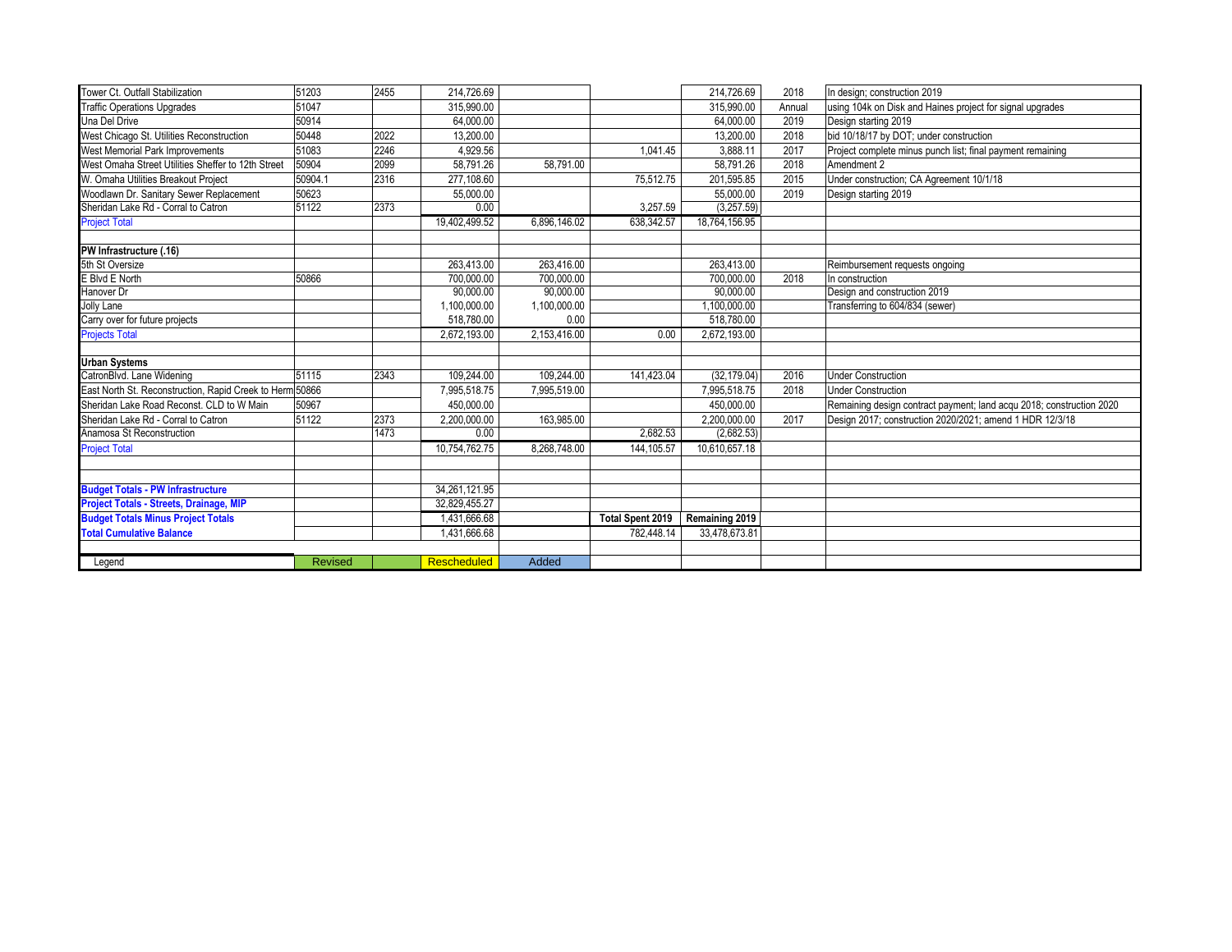| | | | | | | | | |
|---|---|---|---|---|---|---|---|---|
| Tower Ct. Outfall Stabilization | 51203 | 2455 | 214,726.69 | | | 214,726.69 | 2018 | In design; construction 2019 |
| Traffic Operations Upgrades | 51047 | | 315,990.00 | | | 315,990.00 | Annual | using 104k on Disk and Haines project for signal upgrades |
| Una Del Drive | 50914 | | 64,000.00 | | | 64,000.00 | 2019 | Design starting 2019 |
| West Chicago St. Utilities Reconstruction | 50448 | 2022 | 13,200.00 | | | 13,200.00 | 2018 | bid 10/18/17 by DOT; under construction |
| West Memorial Park Improvements | 51083 | 2246 | 4,929.56 | | 1,041.45 | 3,888.11 | 2017 | Project complete minus punch list; final payment remaining |
| West Omaha Street Utilities Sheffer to 12th Street | 50904 | 2099 | 58,791.26 | 58,791.00 | | 58,791.26 | 2018 | Amendment 2 |
| W. Omaha Utilities Breakout Project | 50904.1 | 2316 | 277,108.60 | | 75,512.75 | 201,595.85 | 2015 | Under construction; CA Agreement 10/1/18 |
| Woodlawn Dr. Sanitary Sewer Replacement | 50623 | | 55,000.00 | | | 55,000.00 | 2019 | Design starting 2019 |
| Sheridan Lake Rd - Corral to Catron | 51122 | 2373 | 0.00 | | 3,257.59 | (3,257.59) | | |
| Project Total | | | 19,402,499.52 | 6,896,146.02 | 638,342.57 | 18,764,156.95 | | |
| | | | | | | | | |
| **PW Infrastructure (.16)** | | | | | | | | |
| 5th St Oversize | | | 263,413.00 | 263,416.00 | | 263,413.00 | | Reimbursement requests ongoing |
| E Blvd E North | 50866 | | 700,000.00 | 700,000.00 | | 700,000.00 | 2018 | In construction |
| Hanover Dr | | | 90,000.00 | 90,000.00 | | 90,000.00 | | Design and construction 2019 |
| Jolly Lane | | | 1,100,000.00 | 1,100,000.00 | | 1,100,000.00 | | Transferring to 604/834 (sewer) |
| Carry over for future projects | | | 518,780.00 | 0.00 | | 518,780.00 | | |
| Projects Total | | | 2,672,193.00 | 2,153,416.00 | 0.00 | 2,672,193.00 | | |
| | | | | | | | | |
| **Urban Systems** | | | | | | | | |
| CatronBlvd. Lane Widening | 51115 | 2343 | 109,244.00 | 109,244.00 | 141,423.04 | (32,179.04) | 2016 | Under Construction |
| East North St. Reconstruction, Rapid Creek to Herm | 50866 | | 7,995,518.75 | 7,995,519.00 | | 7,995,518.75 | 2018 | Under Construction |
| Sheridan Lake Road Reconst. CLD to W Main | 50967 | | 450,000.00 | | | 450,000.00 | | Remaining design contract payment; land acqu 2018; construction 2020 |
| Sheridan Lake Rd - Corral to Catron | 51122 | 2373 | 2,200,000.00 | 163,985.00 | | 2,200,000.00 | 2017 | Design 2017; construction 2020/2021; amend 1 HDR 12/3/18 |
| Anamosa St Reconstruction | | 1473 | 0.00 | | 2,682.53 | (2,682.53) | | |
| Project Total | | | 10,754,762.75 | 8,268,748.00 | 144,105.57 | 10,610,657.18 | | |
| | | | | | | | | |
| | | | | | | | | |
| **Budget Totals - PW Infrastructure** | | | 34,261,121.95 | | | | | |
| **Project Totals - Streets, Drainage, MIP** | | | 32,829,455.27 | | | | | |
| **Budget Totals Minus Project Totals** | | | 1,431,666.68 | | **Total Spent 2019** | **Remaining 2019** | | |
| **Total Cumulative Balance** | | | 1,431,666.68 | | 782,448.14 | 33,478,673.81 | | |
| | | | | | | | | |
| Legend | Revised | | Rescheduled | Added | | | | |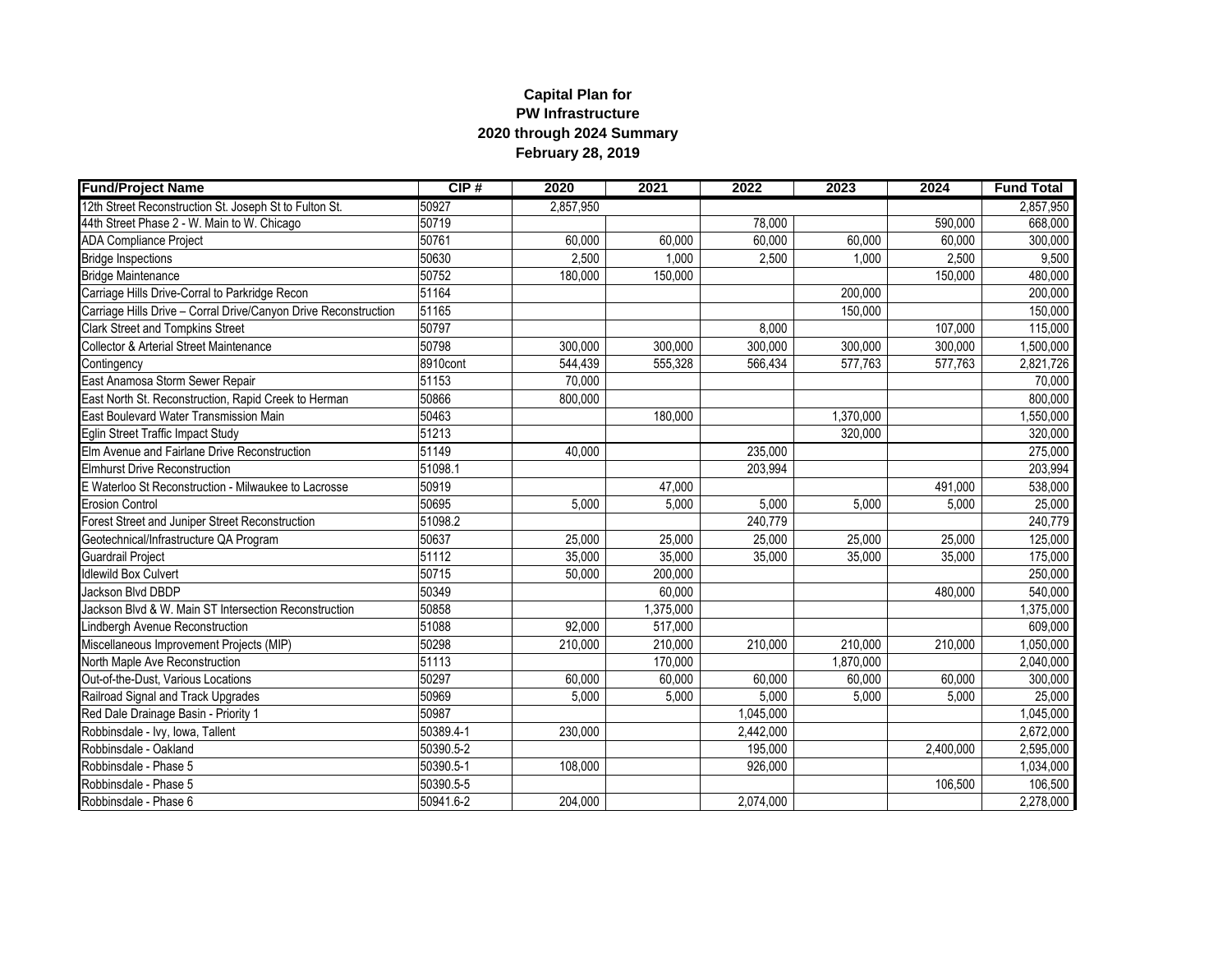**Capital Plan for**
**PW Infrastructure**
**2020 through 2024 Summary**
**February 28, 2019**

| Fund/Project Name | CIP # | 2020 | 2021 | 2022 | 2023 | 2024 | Fund Total |
|---|---|---|---|---|---|---|---|
| 12th Street Reconstruction St. Joseph St to Fulton St. | 50927 | 2,857,950 | | | | | 2,857,950 |
| 44th Street Phase 2 - W. Main to W. Chicago | 50719 | | | 78,000 | | 590,000 | 668,000 |
| ADA Compliance Project | 50761 | 60,000 | 60,000 | 60,000 | 60,000 | 60,000 | 300,000 |
| Bridge Inspections | 50630 | 2,500 | 1,000 | 2,500 | 1,000 | 2,500 | 9,500 |
| Bridge Maintenance | 50752 | 180,000 | 150,000 | | | 150,000 | 480,000 |
| Carriage Hills Drive-Corral to Parkridge Recon | 51164 | | | | 200,000 | | 200,000 |
| Carriage Hills Drive – Corral Drive/Canyon Drive Reconstruction | 51165 | | | | 150,000 | | 150,000 |
| Clark Street and Tompkins Street | 50797 | | | 8,000 | | 107,000 | 115,000 |
| Collector & Arterial Street Maintenance | 50798 | 300,000 | 300,000 | 300,000 | 300,000 | 300,000 | 1,500,000 |
| Contingency | 8910cont | 544,439 | 555,328 | 566,434 | 577,763 | 577,763 | 2,821,726 |
| East Anamosa Storm Sewer Repair | 51153 | 70,000 | | | | | 70,000 |
| East North St. Reconstruction, Rapid Creek to Herman | 50866 | 800,000 | | | | | 800,000 |
| East Boulevard Water Transmission Main | 50463 | | 180,000 | | 1,370,000 | | 1,550,000 |
| Eglin Street Traffic Impact Study | 51213 | | | | 320,000 | | 320,000 |
| Elm Avenue and Fairlane Drive Reconstruction | 51149 | 40,000 | | 235,000 | | | 275,000 |
| Elmhurst Drive Reconstruction | 51098.1 | | | 203,994 | | | 203,994 |
| E Waterloo St Reconstruction - Milwaukee to Lacrosse | 50919 | | 47,000 | | | 491,000 | 538,000 |
| Erosion Control | 50695 | 5,000 | 5,000 | 5,000 | 5,000 | 5,000 | 25,000 |
| Forest Street and Juniper Street Reconstruction | 51098.2 | | | 240,779 | | | 240,779 |
| Geotechnical/Infrastructure QA Program | 50637 | 25,000 | 25,000 | 25,000 | 25,000 | 25,000 | 125,000 |
| Guardrail Project | 51112 | 35,000 | 35,000 | 35,000 | 35,000 | 35,000 | 175,000 |
| Idlewild Box Culvert | 50715 | 50,000 | 200,000 | | | | 250,000 |
| Jackson Blvd DBDP | 50349 | | 60,000 | | | 480,000 | 540,000 |
| Jackson Blvd & W. Main ST Intersection Reconstruction | 50858 | | 1,375,000 | | | | 1,375,000 |
| Lindbergh Avenue Reconstruction | 51088 | 92,000 | 517,000 | | | | 609,000 |
| Miscellaneous Improvement Projects (MIP) | 50298 | 210,000 | 210,000 | 210,000 | 210,000 | 210,000 | 1,050,000 |
| North Maple Ave Reconstruction | 51113 | | 170,000 | | 1,870,000 | | 2,040,000 |
| Out-of-the-Dust, Various Locations | 50297 | 60,000 | 60,000 | 60,000 | 60,000 | 60,000 | 300,000 |
| Railroad Signal and Track Upgrades | 50969 | 5,000 | 5,000 | 5,000 | 5,000 | 5,000 | 25,000 |
| Red Dale Drainage Basin - Priority 1 | 50987 | | | 1,045,000 | | | 1,045,000 |
| Robbinsdale - Ivy, Iowa, Tallent | 50389.4-1 | 230,000 | | 2,442,000 | | | 2,672,000 |
| Robbinsdale - Oakland | 50390.5-2 | | | 195,000 | | 2,400,000 | 2,595,000 |
| Robbinsdale - Phase 5 | 50390.5-1 | 108,000 | | 926,000 | | | 1,034,000 |
| Robbinsdale - Phase 5 | 50390.5-5 | | | | | 106,500 | 106,500 |
| Robbinsdale - Phase 6 | 50941.6-2 | 204,000 | | 2,074,000 | | | 2,278,000 |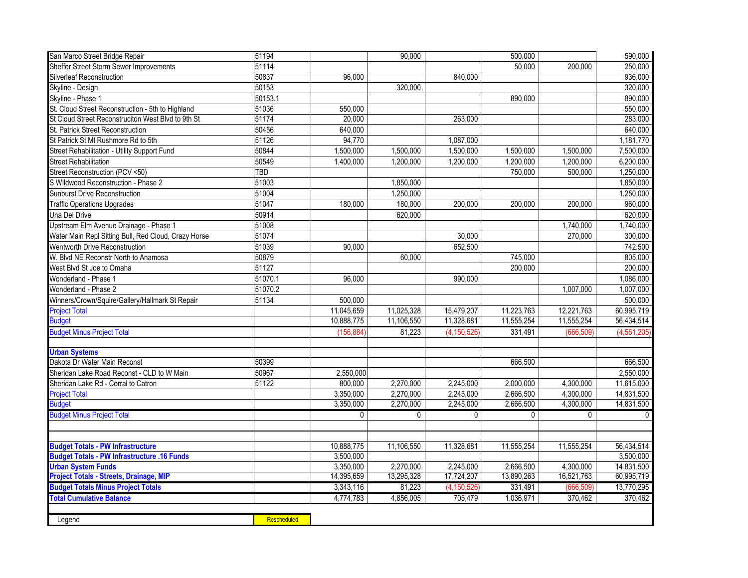| | | | | | | | |
|---|---|---|---|---|---|---|---|
| San Marco Street Bridge Repair | 51194 | | 90,000 | | 500,000 | | 590,000 |
| Sheffer Street Storm Sewer Improvements | 51114 | | | | 50,000 | 200,000 | 250,000 |
| Silverleaf Reconstruction | 50837 | 96,000 | | 840,000 | | | 936,000 |
| Skyline - Design | 50153 | | 320,000 | | | | 320,000 |
| Skyline - Phase 1 | 50153.1 | | | | 890,000 | | 890,000 |
| St. Cloud Street Reconstruction - 5th to Highland | 51036 | 550,000 | | | | | 550,000 |
| St Cloud Street Reconstruciton West Blvd to 9th St | 51174 | 20,000 | | 263,000 | | | 283,000 |
| St. Patrick Street Reconstruction | 50456 | 640,000 | | | | | 640,000 |
| St Patrick St Mt Rushmore Rd to 5th | 51126 | 94,770 | | 1,087,000 | | | 1,181,770 |
| Street Rehabilitation - Utility Support Fund | 50844 | 1,500,000 | 1,500,000 | 1,500,000 | 1,500,000 | 1,500,000 | 7,500,000 |
| Street Rehabilitation | 50549 | 1,400,000 | 1,200,000 | 1,200,000 | 1,200,000 | 1,200,000 | 6,200,000 |
| Street Reconstruction (PCV <50) | TBD | | | | 750,000 | 500,000 | 1,250,000 |
| S WIldwood Reconstruction - Phase 2 | 51003 | | 1,850,000 | | | | 1,850,000 |
| Sunburst Drive Reconstruction | 51004 | | 1,250,000 | | | | 1,250,000 |
| Traffic Operations Upgrades | 51047 | 180,000 | 180,000 | 200,000 | 200,000 | 200,000 | 960,000 |
| Una Del Drive | 50914 | | 620,000 | | | | 620,000 |
| Upstream Elm Avenue Drainage - Phase 1 | 51008 | | | | | 1,740,000 | 1,740,000 |
| Water Main Repl Sitting Bull, Red Cloud, Crazy Horse | 51074 | | | 30,000 | | 270,000 | 300,000 |
| Wentworth Drive Reconstruction | 51039 | 90,000 | | 652,500 | | | 742,500 |
| W. Blvd NE Reconstr North to Anamosa | 50879 | | 60,000 | | 745,000 | | 805,000 |
| West Blvd St Joe to Omaha | 51127 | | | | 200,000 | | 200,000 |
| Wonderland - Phase 1 | 51070.1 | 96,000 | | 990,000 | | | 1,086,000 |
| Wonderland - Phase 2 | 51070.2 | | | | | 1,007,000 | 1,007,000 |
| Winners/Crown/Squire/Gallery/Hallmark St Repair | 51134 | 500,000 | | | | | 500,000 |
| Project Total | | 11,045,659 | 11,025,328 | 15,479,207 | 11,223,763 | 12,221,763 | 60,995,719 |
| Budget | | 10,888,775 | 11,106,550 | 11,328,681 | 11,555,254 | 11,555,254 | 56,434,514 |
| Budget Minus Project Total | | (156,884) | 81,223 | (4,150,526) | 331,491 | (666,509) | (4,561,205) |
| | | | | | | | |
| **Urban Systems** | | | | | | | |
| Dakota Dr Water Main Reconst | 50399 | | | | 666,500 | | 666,500 |
| Sheridan Lake Road Reconst - CLD to W Main | 50967 | 2,550,000 | | | | | 2,550,000 |
| Sheridan Lake Rd - Corral to Catron | 51122 | 800,000 | 2,270,000 | 2,245,000 | 2,000,000 | 4,300,000 | 11,615,000 |
| Project Total | | 3,350,000 | 2,270,000 | 2,245,000 | 2,666,500 | 4,300,000 | 14,831,500 |
| Budget | | 3,350,000 | 2,270,000 | 2,245,000 | 2,666,500 | 4,300,000 | 14,831,500 |
| Budget Minus Project Total | | 0 | 0 | 0 | 0 | 0 | 0 |
| | | | | | | | |
| | | | | | | | |
| **Budget Totals - PW Infrastructure** | | 10,888,775 | 11,106,550 | 11,328,681 | 11,555,254 | 11,555,254 | 56,434,514 |
| **Budget Totals - PW Infrastructure .16 Funds** | | 3,500,000 | | | | | 3,500,000 |
| **Urban System Funds** | | 3,350,000 | 2,270,000 | 2,245,000 | 2,666,500 | 4,300,000 | 14,831,500 |
| **Project Totals - Streets, Drainage, MIP** | | 14,395,659 | 13,295,328 | 17,724,207 | 13,890,263 | 16,521,763 | 60,995,719 |
| **Budget Totals Minus Project Totals** | | 3,343,116 | 81,223 | (4,150,526) | 331,491 | (666,509) | 13,770,295 |
| **Total Cumulative Balance** | | 4,774,783 | 4,856,005 | 705,479 | 1,036,971 | 370,462 | 370,462 |

| Legend | Rescheduled |
|---|---|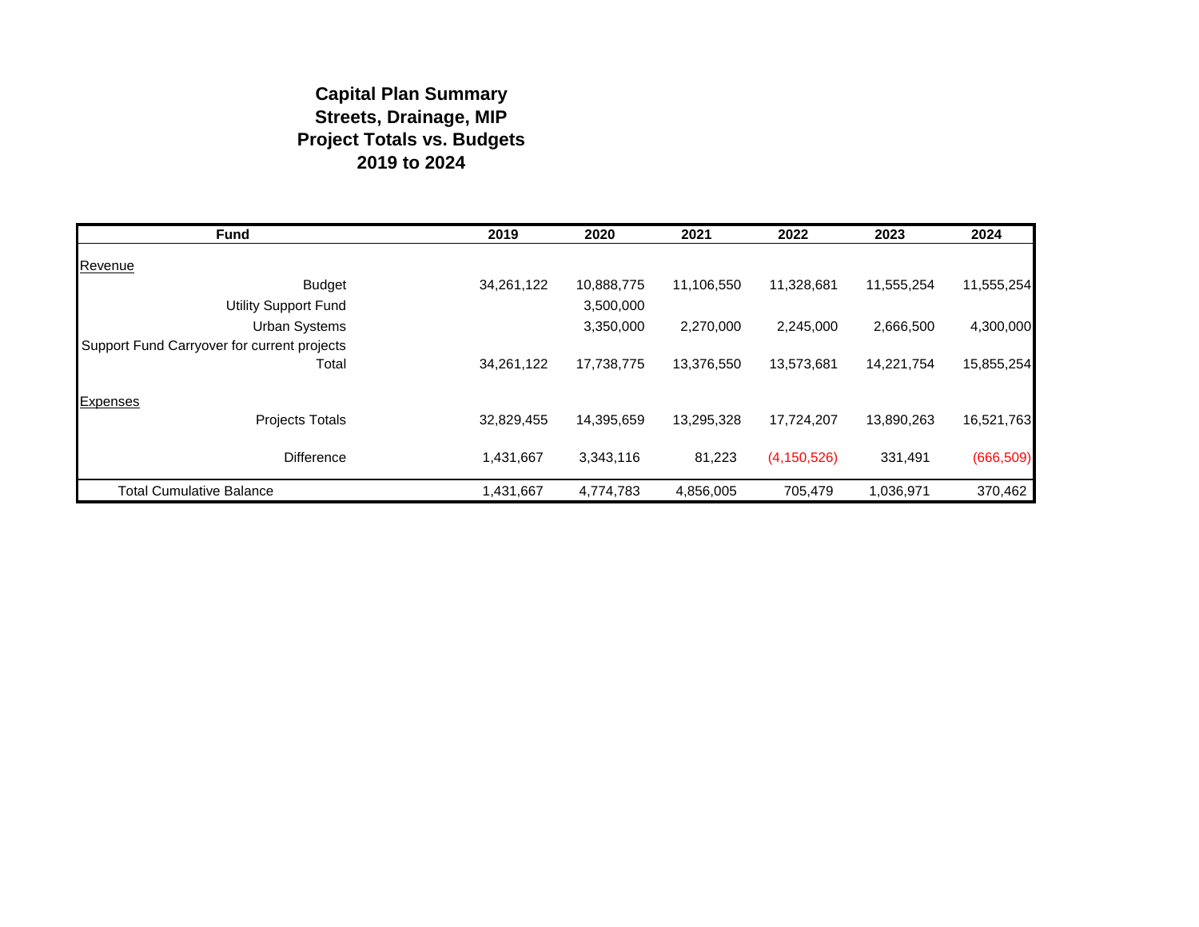**Capital Plan Summary**
**Streets, Drainage, MIP**
**Project Totals vs. Budgets**
**2019 to 2024**

| Fund | 2019 | 2020 | 2021 | 2022 | 2023 | 2024 |
|---|---|---|---|---|---|---|
| Revenue | | | | | | |
| Budget | 34,261,122 | 10,888,775 | 11,106,550 | 11,328,681 | 11,555,254 | 11,555,254 |
| Utility Support Fund | | 3,500,000 | | | | |
| Urban Systems | | 3,350,000 | 2,270,000 | 2,245,000 | 2,666,500 | 4,300,000 |
| Support Fund Carryover for current projects | | | | | | |
| Total | 34,261,122 | 17,738,775 | 13,376,550 | 13,573,681 | 14,221,754 | 15,855,254 |
| Expenses | | | | | | |
| Projects Totals | 32,829,455 | 14,395,659 | 13,295,328 | 17,724,207 | 13,890,263 | 16,521,763 |
| Difference | 1,431,667 | 3,343,116 | 81,223 | (4,150,526) | 331,491 | (666,509) |
| Total Cumulative Balance | 1,431,667 | 4,774,783 | 4,856,005 | 705,479 | 1,036,971 | 370,462 |